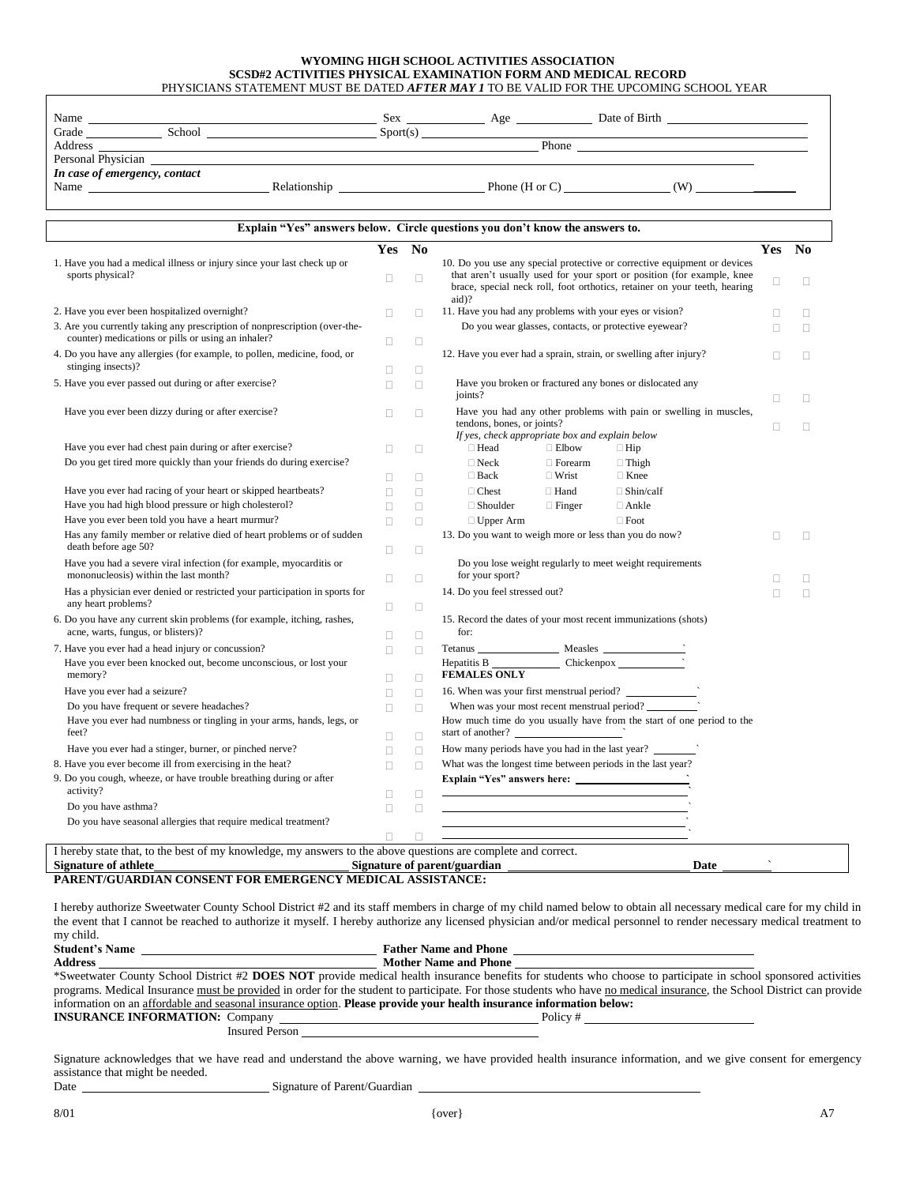**WYOMING HIGH SCHOOL ACTIVITIES ASSOCIATION**
**SCSD#2 ACTIVITIES PHYSICAL EXAMINATION FORM AND MEDICAL RECORD**
PHYSICIANS STATEMENT MUST BE DATED ***AFTER MAY 1*** TO BE VALID FOR THE UPCOMING SCHOOL YEAR

Name ______________________ Sex __________ Age __________ Date of Birth ______________

Grade __________ School ______________ Sport(s) ______________________________

Address ______________________________ Phone ______________________

Personal Physician ______________________________

*In case of emergency, contact*

Name ______________ Relationship ______________ Phone (H or C) ______________ (W) ______________

**Explain "Yes" answers below. Circle questions you don't know the answers to.**

| | Yes | No |
|---|---|---|
| 1. Have you had a medical illness or injury since your last check up or sports physical? | ☐ | ☐ |
| 2. Have you ever been hospitalized overnight? | ☐ | ☐ |
| 3. Are you currently taking any prescription of nonprescription (over-the-counter) medications or pills or using an inhaler? | ☐ | ☐ |
| 4. Do you have any allergies (for example, to pollen, medicine, food, or stinging insects)? | ☐ | ☐ |
| 5. Have you ever passed out during or after exercise? | ☐ | ☐ |
| Have you ever been dizzy during or after exercise? | ☐ | ☐ |
| Have you ever had chest pain during or after exercise? | ☐ | ☐ |
| Do you get tired more quickly than your friends do during exercise? | ☐ | ☐ |
| Have you ever had racing of your heart or skipped heartbeats? | ☐ | ☐ |
| Have you had high blood pressure or high cholesterol? | ☐ | ☐ |
| Have you ever been told you have a heart murmur? | ☐ | ☐ |
| Has any family member or relative died of heart problems or of sudden death before age 50? | ☐ | ☐ |
| Have you had a severe viral infection (for example, myocarditis or mononucleosis) within the last month? | ☐ | ☐ |
| Has a physician ever denied or restricted your participation in sports for any heart problems? | ☐ | ☐ |
| 6. Do you have any current skin problems (for example, itching, rashes, acne, warts, fungus, or blisters)? | ☐ | ☐ |
| 7. Have you ever had a head injury or concussion? | ☐ | ☐ |
| Have you ever been knocked out, become unconscious, or lost your memory? | ☐ | ☐ |
| Have you ever had a seizure? | ☐ | ☐ |
| Do you have frequent or severe headaches? | ☐ | ☐ |
| Have you ever had numbness or tingling in your arms, hands, legs, or feet? | ☐ | ☐ |
| Have you ever had a stinger, burner, or pinched nerve? | ☐ | ☐ |
| 8. Have you ever become ill from exercising in the heat? | ☐ | ☐ |
| 9. Do you cough, wheeze, or have trouble breathing during or after activity? | ☐ | ☐ |
| Do you have asthma? | ☐ | ☐ |
| Do you have seasonal allergies that require medical treatment? | ☐ | ☐ |
| 10. Do you use any special protective or corrective equipment or devices that aren't usually used for your sport or position (for example, knee brace, special neck roll, foot orthotics, retainer on your teeth, hearing aid)? | ☐ | ☐ |
| 11. Have you had any problems with your eyes or vision? | ☐ | ☐ |
| Do you wear glasses, contacts, or protective eyewear? | ☐ | ☐ |
| 12. Have you ever had a sprain, strain, or swelling after injury? | ☐ | ☐ |
| Have you broken or fractured any bones or dislocated any joints? | ☐ | ☐ |
| Have you had any other problems with pain or swelling in muscles, tendons, bones, or joints? | ☐ | ☐ |

*If yes, check appropriate box and explain below*

| | | |
|---|---|---|
| ☐ Head | ☐ Elbow | ☐ Hip |
| ☐ Neck | ☐ Forearm | ☐ Thigh |
| ☐ Back | ☐ Wrist | ☐ Knee |
| ☐ Chest | ☐ Hand | ☐ Shin/calf |
| ☐ Shoulder | ☐ Finger | ☐ Ankle |
| ☐ Upper Arm | | ☐ Foot |

| | Yes | No |
|---|---|---|
| 13. Do you want to weigh more or less than you do now? | ☐ | ☐ |
| Do you lose weight regularly to meet weight requirements for your sport? | ☐ | ☐ |
| 14. Do you feel stressed out? | ☐ | ☐ |

15. Record the dates of your most recent immunizations (shots) for:

Tetanus __________ Measles __________

Hepatitis B __________ Chickenpox __________

**FEMALES ONLY**

16. When was your first menstrual period? __________

When was your most recent menstrual period? __________

How much time do you usually have from the start of one period to the start of another? __________

How many periods have you had in the last year? __________

What was the longest time between periods in the last year?

**Explain "Yes" answers here:** ______________________________

______________________________

______________________________

______________________________

I hereby state that, to the best of my knowledge, my answers to the above questions are complete and correct.

**Signature of athlete**______________ **Signature of parent/guardian** ______________ **Date** ________

**PARENT/GUARDIAN CONSENT FOR EMERGENCY MEDICAL ASSISTANCE:**

I hereby authorize Sweetwater County School District #2 and its staff members in charge of my child named below to obtain all necessary medical care for my child in the event that I cannot be reached to authorize it myself. I hereby authorize any licensed physician and/or medical personnel to render necessary medical treatment to my child.

**Student's Name** ______________________ **Father Name and Phone** ______________________

**Address** ______________________ **Mother Name and Phone** ______________________

*Sweetwater County School District #2 **DOES NOT** provide medical health insurance benefits for students who choose to participate in school sponsored activities programs. Medical Insurance must be provided in order for the student to participate. For those students who have no medical insurance, the School District can provide information on an affordable and seasonal insurance option. **Please provide your health insurance information below:**

**INSURANCE INFORMATION:** Company ______________________ Policy # ______________

Insured Person ______________________

Signature acknowledges that we have read and understand the above warning, we have provided health insurance information, and we give consent for emergency assistance that might be needed.

Date ______________ Signature of Parent/Guardian ______________________

8/01 {over} A7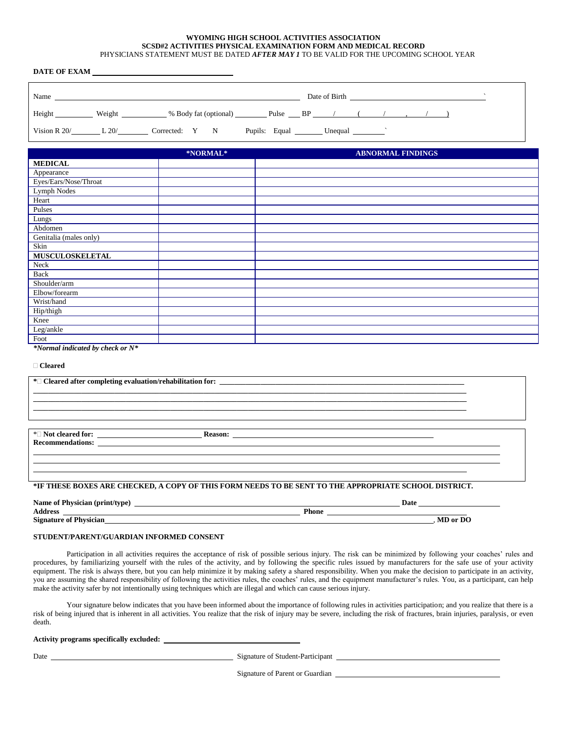**WYOMING HIGH SCHOOL ACTIVITIES ASSOCIATION**
**SCSD#2 ACTIVITIES PHYSICAL EXAMINATION FORM AND MEDICAL RECORD**
PHYSICIANS STATEMENT MUST BE DATED ***AFTER MAY 1*** TO BE VALID FOR THE UPCOMING SCHOOL YEAR

**DATE OF EXAM** ______________________________

Name ____________________________________________________________ Date of Birth ______________________________

Height ________ Weight __________ % Body fat (optional) ________ Pulse ___ BP ____/____ ( ____/____ , ____/____ )

Vision R 20/_______ L 20/_______ Corrected: Y N Pupils: Equal _______ Unequal ________

| | *NORMAL* | ABNORMAL FINDINGS |
|---|---|---|
| **MEDICAL** | | |
| Appearance | | |
| Eyes/Ears/Nose/Throat | | |
| Lymph Nodes | | |
| Heart | | |
| Pulses | | |
| Lungs | | |
| Abdomen | | |
| Genitalia (males only) | | |
| Skin | | |
| **MUSCULOSKELETAL** | | |
| Neck | | |
| Back | | |
| Shoulder/arm | | |
| Elbow/forearm | | |
| Wrist/hand | | |
| Hip/thigh | | |
| Knee | | |
| Leg/ankle | | |
| Foot | | |

****Normal indicated by check or N****

☐ **Cleared**

*☐ **Cleared after completing evaluation/rehabilitation for:** ______________________________________________

_____________________________________________________________________________________

_____________________________________________________________________________________

_____________________________________________________________________________________

*☐ **Not cleared for:** __________________________ **Reason:** __________________________________________

**Recommendations:** __________________________________________________________________________

_____________________________________________________________________________________

_____________________________________________________________________________________

_____________________________________________________________________________________

***IF THESE BOXES ARE CHECKED, A COPY OF THIS FORM NEEDS TO BE SENT TO THE APPROPRIATE SCHOOL DISTRICT.**

**Name of Physician (print/type)** ________________________________________________ **Date** ________________

**Address** ______________________________________________ **Phone** ______________________________

**Signature of Physician**____________________________________________________________________, **MD or DO**

**STUDENT/PARENT/GUARDIAN INFORMED CONSENT**

Participation in all activities requires the acceptance of risk of possible serious injury. The risk can be minimized by following your coaches' rules and procedures, by familiarizing yourself with the rules of the activity, and by following the specific rules issued by manufacturers for the safe use of your activity equipment. The risk is always there, but you can help minimize it by making safety a shared responsibility. When you make the decision to participate in an activity, you are assuming the shared responsibility of following the activities rules, the coaches' rules, and the equipment manufacturer's rules. You, as a participant, can help make the activity safer by not intentionally using techniques which are illegal and which can cause serious injury.

Your signature below indicates that you have been informed about the importance of following rules in activities participation; and you realize that there is a risk of being injured that is inherent in all activities. You realize that the risk of injury may be severe, including the risk of fractures, brain injuries, paralysis, or even death.

**Activity programs specifically excluded:** ______________________________

Date ______________________________________ Signature of Student-Participant ______________________________

Signature of Parent or Guardian ______________________________